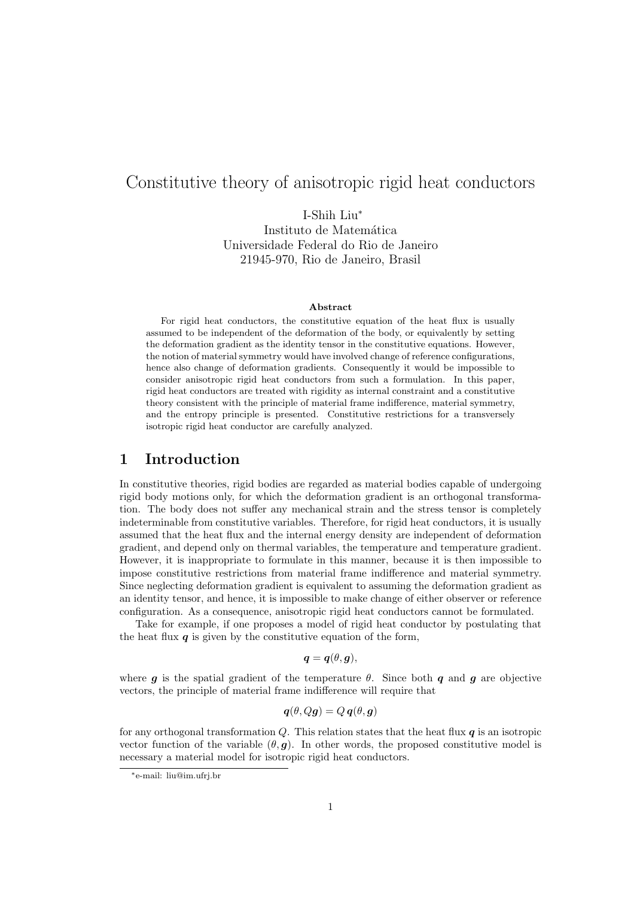# Constitutive theory of anisotropic rigid heat conductors

I-Shih Liu*
Instituto de Matemática
Universidade Federal do Rio de Janeiro
21945-970, Rio de Janeiro, Brasil

**Abstract**

For rigid heat conductors, the constitutive equation of the heat flux is usually assumed to be independent of the deformation of the body, or equivalently by setting the deformation gradient as the identity tensor in the constitutive equations. However, the notion of material symmetry would have involved change of reference configurations, hence also change of deformation gradients. Consequently it would be impossible to consider anisotropic rigid heat conductors from such a formulation. In this paper, rigid heat conductors are treated with rigidity as internal constraint and a constitutive theory consistent with the principle of material frame indifference, material symmetry, and the entropy principle is presented. Constitutive restrictions for a transversely isotropic rigid heat conductor are carefully analyzed.

## 1 Introduction

In constitutive theories, rigid bodies are regarded as material bodies capable of undergoing rigid body motions only, for which the deformation gradient is an orthogonal transformation. The body does not suffer any mechanical strain and the stress tensor is completely indeterminable from constitutive variables. Therefore, for rigid heat conductors, it is usually assumed that the heat flux and the internal energy density are independent of deformation gradient, and depend only on thermal variables, the temperature and temperature gradient. However, it is inappropriate to formulate in this manner, because it is then impossible to impose constitutive restrictions from material frame indifference and material symmetry. Since neglecting deformation gradient is equivalent to assuming the deformation gradient as an identity tensor, and hence, it is impossible to make change of either observer or reference configuration. As a consequence, anisotropic rigid heat conductors cannot be formulated.

Take for example, if one proposes a model of rigid heat conductor by postulating that the heat flux $\boldsymbol{q}$ is given by the constitutive equation of the form,

$$\boldsymbol{q} = \boldsymbol{q}(\theta, \boldsymbol{g}),$$

where $\boldsymbol{g}$ is the spatial gradient of the temperature $\theta$. Since both $\boldsymbol{q}$ and $\boldsymbol{g}$ are objective vectors, the principle of material frame indifference will require that

$$\boldsymbol{q}(\theta, Q\boldsymbol{g}) = Q\,\boldsymbol{q}(\theta, \boldsymbol{g})$$

for any orthogonal transformation $Q$. This relation states that the heat flux $\boldsymbol{q}$ is an isotropic vector function of the variable $(\theta, \boldsymbol{g})$. In other words, the proposed constitutive model is necessary a material model for isotropic rigid heat conductors.

*e-mail: liu@im.ufrj.br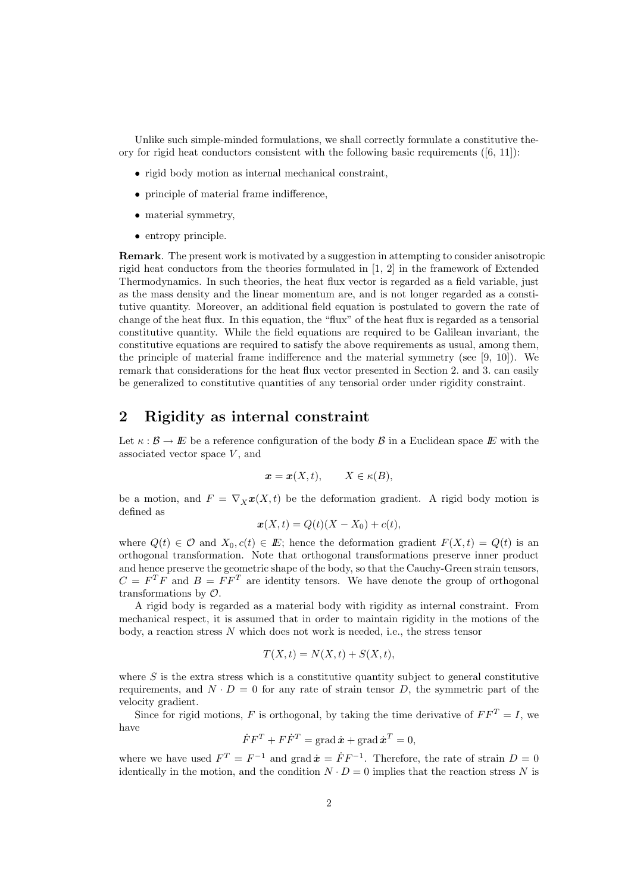Unlike such simple-minded formulations, we shall correctly formulate a constitutive theory for rigid heat conductors consistent with the following basic requirements ([6, 11]):

- rigid body motion as internal mechanical constraint,
- principle of material frame indifference,
- material symmetry,
- entropy principle.

**Remark**. The present work is motivated by a suggestion in attempting to consider anisotropic rigid heat conductors from the theories formulated in [1, 2] in the framework of Extended Thermodynamics. In such theories, the heat flux vector is regarded as a field variable, just as the mass density and the linear momentum are, and is not longer regarded as a constitutive quantity. Moreover, an additional field equation is postulated to govern the rate of change of the heat flux. In this equation, the "flux" of the heat flux is regarded as a tensorial constitutive quantity. While the field equations are required to be Galilean invariant, the constitutive equations are required to satisfy the above requirements as usual, among them, the principle of material frame indifference and the material symmetry (see [9, 10]). We remark that considerations for the heat flux vector presented in Section 2. and 3. can easily be generalized to constitutive quantities of any tensorial order under rigidity constraint.

## 2 Rigidity as internal constraint

Let $\kappa : \mathcal{B} \to I\!\!E$ be a reference configuration of the body $\mathcal{B}$ in a Euclidean space $I\!\!E$ with the associated vector space $V$, and

$$\boldsymbol{x} = \boldsymbol{x}(X, t), \qquad X \in \kappa(B),$$

be a motion, and $F = \nabla_X \boldsymbol{x}(X, t)$ be the deformation gradient. A rigid body motion is defined as

$$\boldsymbol{x}(X, t) = Q(t)(X - X_0) + c(t),$$

where $Q(t) \in \mathcal{O}$ and $X_0, c(t) \in I\!\!E$; hence the deformation gradient $F(X, t) = Q(t)$ is an orthogonal transformation. Note that orthogonal transformations preserve inner product and hence preserve the geometric shape of the body, so that the Cauchy-Green strain tensors, $C = F^T F$ and $B = F F^T$ are identity tensors. We have denote the group of orthogonal transformations by $\mathcal{O}$.

A rigid body is regarded as a material body with rigidity as internal constraint. From mechanical respect, it is assumed that in order to maintain rigidity in the motions of the body, a reaction stress $N$ which does not work is needed, i.e., the stress tensor

$$T(X, t) = N(X, t) + S(X, t),$$

where $S$ is the extra stress which is a constitutive quantity subject to general constitutive requirements, and $N \cdot D = 0$ for any rate of strain tensor $D$, the symmetric part of the velocity gradient.

Since for rigid motions, $F$ is orthogonal, by taking the time derivative of $FF^T = I$, we have

$$\dot{F}F^T + F\dot{F}^T = \operatorname{grad} \dot{\boldsymbol{x}} + \operatorname{grad} \dot{\boldsymbol{x}}^T = 0,$$

where we have used $F^T = F^{-1}$ and $\operatorname{grad} \dot{\boldsymbol{x}} = \dot{F}F^{-1}$. Therefore, the rate of strain $D = 0$ identically in the motion, and the condition $N \cdot D = 0$ implies that the reaction stress $N$ is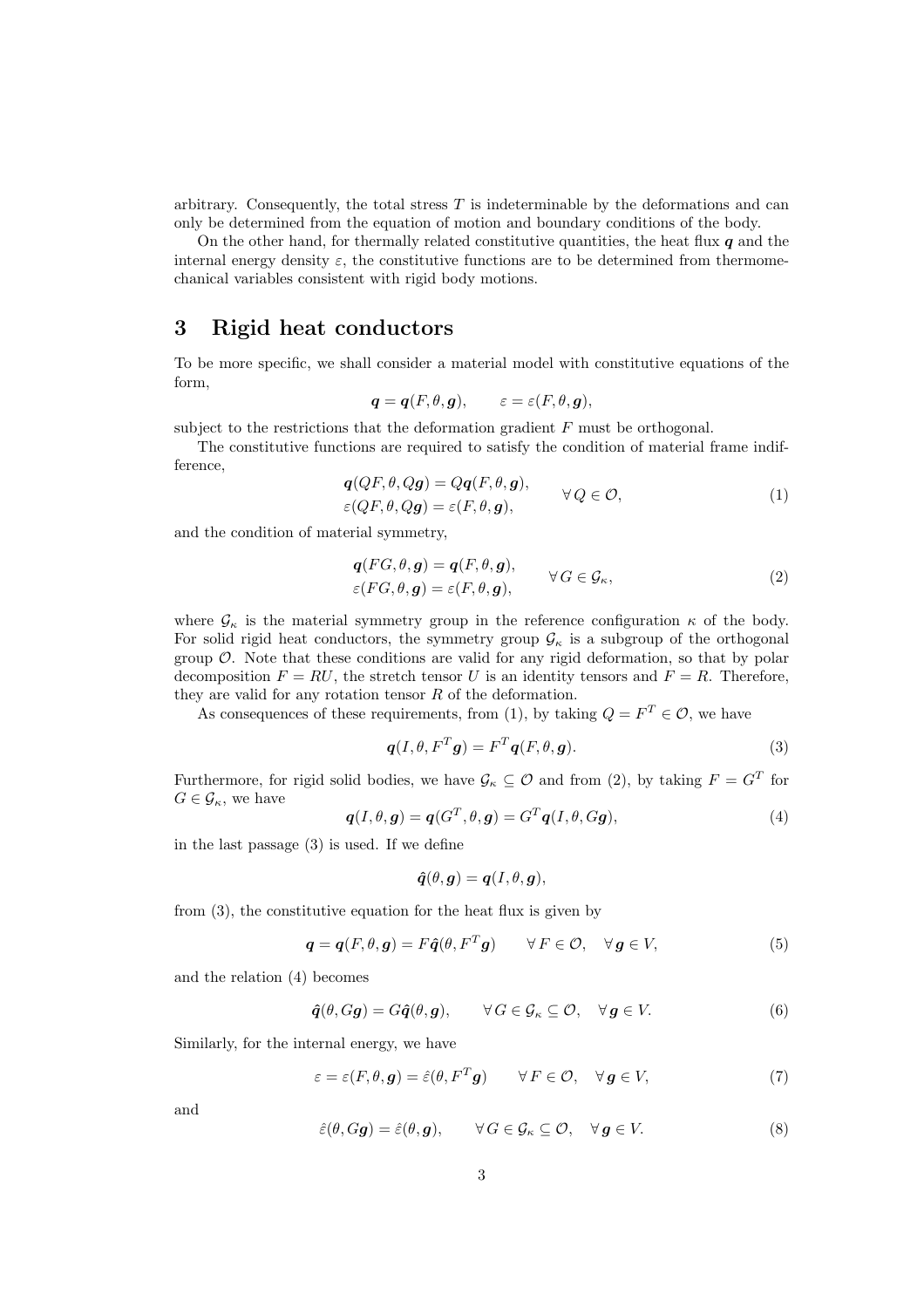arbitrary. Consequently, the total stress $T$ is indeterminable by the deformations and can only be determined from the equation of motion and boundary conditions of the body.

On the other hand, for thermally related constitutive quantities, the heat flux $\boldsymbol{q}$ and the internal energy density $\varepsilon$, the constitutive functions are to be determined from thermomechanical variables consistent with rigid body motions.

## 3 Rigid heat conductors

To be more specific, we shall consider a material model with constitutive equations of the form,

$$\boldsymbol{q} = \boldsymbol{q}(F, \theta, \boldsymbol{g}), \qquad \varepsilon = \varepsilon(F, \theta, \boldsymbol{g}),$$

subject to the restrictions that the deformation gradient $F$ must be orthogonal.

The constitutive functions are required to satisfy the condition of material frame indifference,

$$\begin{aligned} &\boldsymbol{q}(QF, \theta, Q\boldsymbol{g}) = Q\boldsymbol{q}(F, \theta, \boldsymbol{g}), \\ &\varepsilon(QF, \theta, Q\boldsymbol{g}) = \varepsilon(F, \theta, \boldsymbol{g}), \end{aligned} \qquad \forall\, Q \in \mathcal{O}, \tag{1}$$

and the condition of material symmetry,

$$\begin{aligned} &\boldsymbol{q}(FG, \theta, \boldsymbol{g}) = \boldsymbol{q}(F, \theta, \boldsymbol{g}), \\ &\varepsilon(FG, \theta, \boldsymbol{g}) = \varepsilon(F, \theta, \boldsymbol{g}), \end{aligned} \qquad \forall\, G \in \mathcal{G}_\kappa, \tag{2}$$

where $\mathcal{G}_\kappa$ is the material symmetry group in the reference configuration $\kappa$ of the body. For solid rigid heat conductors, the symmetry group $\mathcal{G}_\kappa$ is a subgroup of the orthogonal group $\mathcal{O}$. Note that these conditions are valid for any rigid deformation, so that by polar decomposition $F = RU$, the stretch tensor $U$ is an identity tensors and $F = R$. Therefore, they are valid for any rotation tensor $R$ of the deformation.

As consequences of these requirements, from (1), by taking $Q = F^T \in \mathcal{O}$, we have

$$\boldsymbol{q}(I, \theta, F^T\boldsymbol{g}) = F^T\boldsymbol{q}(F, \theta, \boldsymbol{g}). \tag{3}$$

Furthermore, for rigid solid bodies, we have $\mathcal{G}_\kappa \subseteq \mathcal{O}$ and from (2), by taking $F = G^T$ for $G \in \mathcal{G}_\kappa$, we have

$$\boldsymbol{q}(I, \theta, \boldsymbol{g}) = \boldsymbol{q}(G^T, \theta, \boldsymbol{g}) = G^T\boldsymbol{q}(I, \theta, G\boldsymbol{g}), \tag{4}$$

in the last passage (3) is used. If we define

$$\hat{\boldsymbol{q}}(\theta, \boldsymbol{g}) = \boldsymbol{q}(I, \theta, \boldsymbol{g}),$$

from (3), the constitutive equation for the heat flux is given by

$$\boldsymbol{q} = \boldsymbol{q}(F, \theta, \boldsymbol{g}) = F\hat{\boldsymbol{q}}(\theta, F^T\boldsymbol{g}) \qquad \forall\, F \in \mathcal{O}, \quad \forall\, \boldsymbol{g} \in V, \tag{5}$$

and the relation (4) becomes

$$\hat{\boldsymbol{q}}(\theta, G\boldsymbol{g}) = G\hat{\boldsymbol{q}}(\theta, \boldsymbol{g}), \qquad \forall\, G \in \mathcal{G}_\kappa \subseteq \mathcal{O}, \quad \forall\, \boldsymbol{g} \in V. \tag{6}$$

Similarly, for the internal energy, we have

$$\varepsilon = \varepsilon(F, \theta, \boldsymbol{g}) = \hat{\varepsilon}(\theta, F^T\boldsymbol{g}) \qquad \forall\, F \in \mathcal{O}, \quad \forall\, \boldsymbol{g} \in V, \tag{7}$$

and

$$\hat{\varepsilon}(\theta, G\boldsymbol{g}) = \hat{\varepsilon}(\theta, \boldsymbol{g}), \qquad \forall\, G \in \mathcal{G}_\kappa \subseteq \mathcal{O}, \quad \forall\, \boldsymbol{g} \in V. \tag{8}$$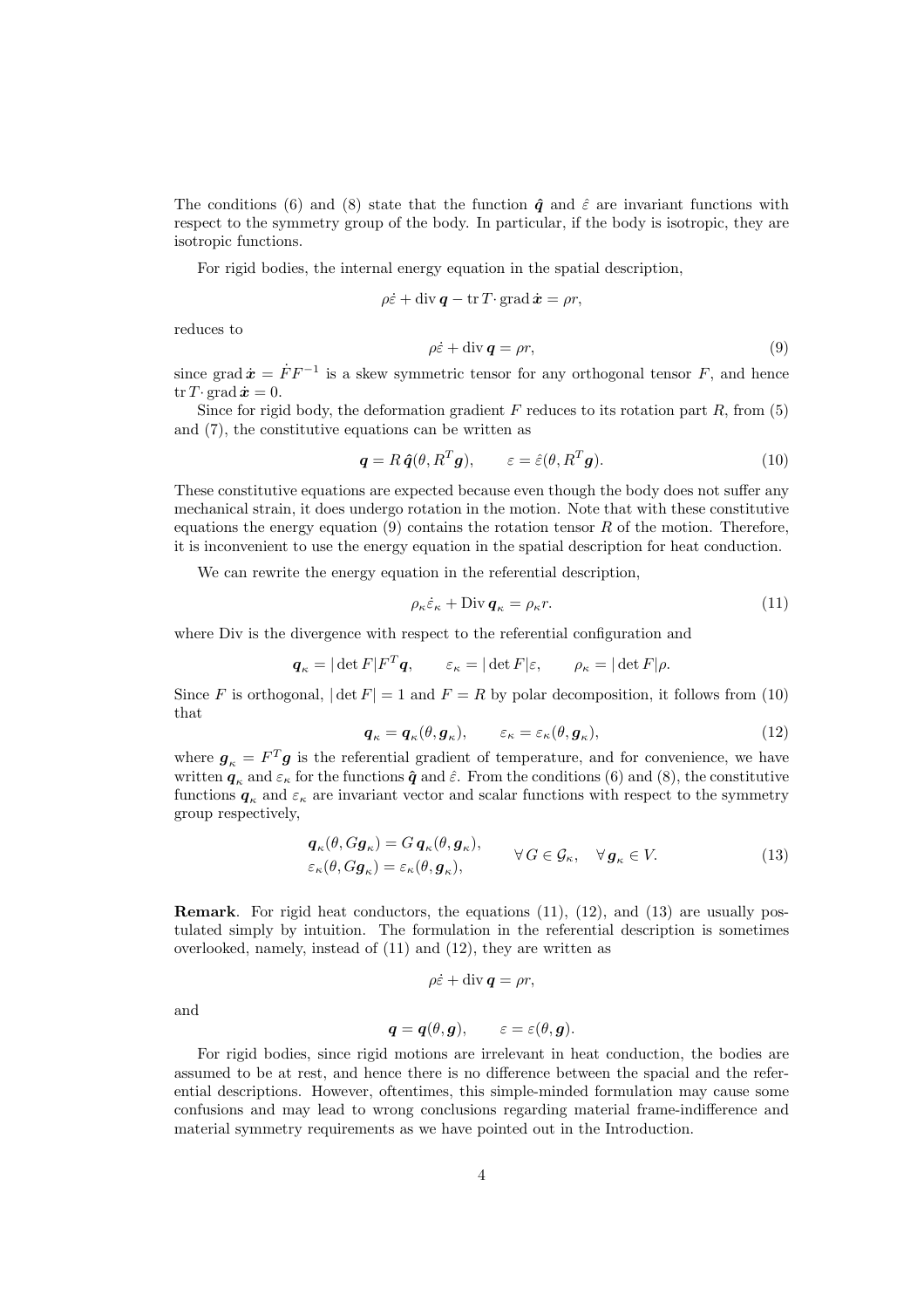The conditions (6) and (8) state that the function $\hat{\boldsymbol{q}}$ and $\hat{\varepsilon}$ are invariant functions with respect to the symmetry group of the body. In particular, if the body is isotropic, they are isotropic functions.

For rigid bodies, the internal energy equation in the spatial description,

$$\rho\dot{\varepsilon} + \operatorname{div} \boldsymbol{q} - \operatorname{tr} T \cdot \operatorname{grad} \dot{\boldsymbol{x}} = \rho r,$$

reduces to

$$\rho\dot{\varepsilon} + \operatorname{div} \boldsymbol{q} = \rho r, \tag{9}$$

since $\operatorname{grad} \dot{\boldsymbol{x}} = \dot{F}F^{-1}$ is a skew symmetric tensor for any orthogonal tensor $F$, and hence $\operatorname{tr} T \cdot \operatorname{grad} \dot{\boldsymbol{x}} = 0$.

Since for rigid body, the deformation gradient $F$ reduces to its rotation part $R$, from (5) and (7), the constitutive equations can be written as

$$\boldsymbol{q} = R\,\hat{\boldsymbol{q}}(\theta, R^T\boldsymbol{g}), \qquad \varepsilon = \hat{\varepsilon}(\theta, R^T\boldsymbol{g}). \tag{10}$$

These constitutive equations are expected because even though the body does not suffer any mechanical strain, it does undergo rotation in the motion. Note that with these constitutive equations the energy equation (9) contains the rotation tensor $R$ of the motion. Therefore, it is inconvenient to use the energy equation in the spatial description for heat conduction.

We can rewrite the energy equation in the referential description,

$$\rho_\kappa\dot{\varepsilon}_\kappa + \operatorname{Div} \boldsymbol{q}_\kappa = \rho_\kappa r. \tag{11}$$

where Div is the divergence with respect to the referential configuration and

$$\boldsymbol{q}_\kappa = |\det F|F^T\boldsymbol{q}, \qquad \varepsilon_\kappa = |\det F|\varepsilon, \qquad \rho_\kappa = |\det F|\rho.$$

Since $F$ is orthogonal, $|\det F| = 1$ and $F = R$ by polar decomposition, it follows from (10) that

$$\boldsymbol{q}_\kappa = \boldsymbol{q}_\kappa(\theta, \boldsymbol{g}_\kappa), \qquad \varepsilon_\kappa = \varepsilon_\kappa(\theta, \boldsymbol{g}_\kappa), \tag{12}$$

where $\boldsymbol{g}_\kappa = F^T\boldsymbol{g}$ is the referential gradient of temperature, and for convenience, we have written $\boldsymbol{q}_\kappa$ and $\varepsilon_\kappa$ for the functions $\hat{\boldsymbol{q}}$ and $\hat{\varepsilon}$. From the conditions (6) and (8), the constitutive functions $\boldsymbol{q}_\kappa$ and $\varepsilon_\kappa$ are invariant vector and scalar functions with respect to the symmetry group respectively,

$$\begin{aligned} &\boldsymbol{q}_\kappa(\theta, G\boldsymbol{g}_\kappa) = G\,\boldsymbol{q}_\kappa(\theta, \boldsymbol{g}_\kappa), \\ &\varepsilon_\kappa(\theta, G\boldsymbol{g}_\kappa) = \varepsilon_\kappa(\theta, \boldsymbol{g}_\kappa), \end{aligned} \qquad \forall\, G \in \mathcal{G}_\kappa, \quad \forall\, \boldsymbol{g}_\kappa \in V. \tag{13}$$

**Remark**. For rigid heat conductors, the equations (11), (12), and (13) are usually postulated simply by intuition. The formulation in the referential description is sometimes overlooked, namely, instead of (11) and (12), they are written as

$$\rho\dot{\varepsilon} + \operatorname{div} \boldsymbol{q} = \rho r,$$

and

$$\boldsymbol{q} = \boldsymbol{q}(\theta, \boldsymbol{g}), \qquad \varepsilon = \varepsilon(\theta, \boldsymbol{g}).$$

For rigid bodies, since rigid motions are irrelevant in heat conduction, the bodies are assumed to be at rest, and hence there is no difference between the spacial and the referential descriptions. However, oftentimes, this simple-minded formulation may cause some confusions and may lead to wrong conclusions regarding material frame-indifference and material symmetry requirements as we have pointed out in the Introduction.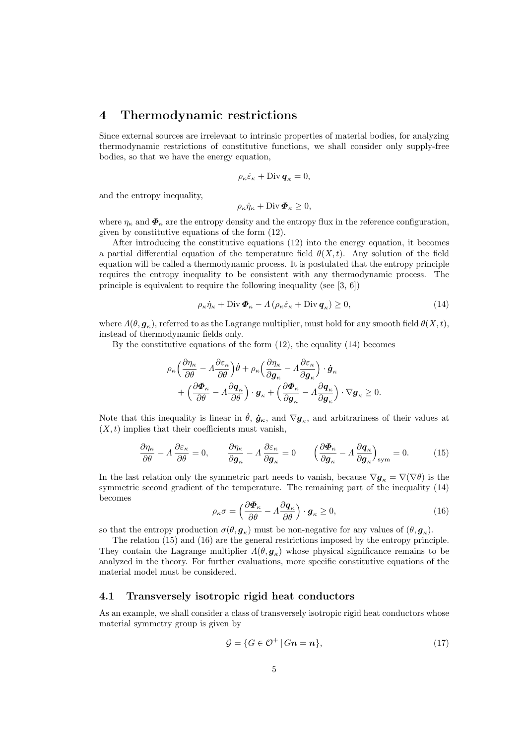## 4 Thermodynamic restrictions

Since external sources are irrelevant to intrinsic properties of material bodies, for analyzing thermodynamic restrictions of constitutive functions, we shall consider only supply-free bodies, so that we have the energy equation,

$$\rho_\kappa \dot{\varepsilon}_\kappa + \operatorname{Div} \boldsymbol{q}_\kappa = 0,$$

and the entropy inequality,

$$\rho_\kappa \dot{\eta}_\kappa + \operatorname{Div} \boldsymbol{\Phi}_\kappa \geq 0,$$

where $\eta_\kappa$ and $\boldsymbol{\Phi}_\kappa$ are the entropy density and the entropy flux in the reference configuration, given by constitutive equations of the form (12).

After introducing the constitutive equations (12) into the energy equation, it becomes a partial differential equation of the temperature field $\theta(X,t)$. Any solution of the field equation will be called a thermodynamic process. It is postulated that the entropy principle requires the entropy inequality to be consistent with any thermodynamic process. The principle is equivalent to require the following inequality (see [3, 6])

$$\rho_\kappa \dot{\eta}_\kappa + \operatorname{Div} \boldsymbol{\Phi}_\kappa - \Lambda\,(\rho_\kappa \dot{\varepsilon}_\kappa + \operatorname{Div} \boldsymbol{q}_\kappa) \geq 0, \tag{14}$$

where $\Lambda(\theta, \boldsymbol{g}_\kappa)$, referred to as the Lagrange multiplier, must hold for any smooth field $\theta(X,t)$, instead of thermodynamic fields only.

By the constitutive equations of the form (12), the equality (14) becomes

$$\begin{aligned}
\rho_\kappa \Big( \frac{\partial \eta_\kappa}{\partial \theta} - \Lambda \frac{\partial \varepsilon_\kappa}{\partial \theta} \Big) \dot{\theta} + \rho_\kappa \Big( \frac{\partial \eta_\kappa}{\partial \boldsymbol{g}_\kappa} - \Lambda \frac{\partial \varepsilon_\kappa}{\partial \boldsymbol{g}_\kappa} \Big) \cdot \dot{\boldsymbol{g}}_\kappa \\
+ \Big( \frac{\partial \boldsymbol{\Phi}_\kappa}{\partial \theta} - \Lambda \frac{\partial \boldsymbol{q}_\kappa}{\partial \theta} \Big) \cdot \boldsymbol{g}_\kappa + \Big( \frac{\partial \boldsymbol{\Phi}_\kappa}{\partial \boldsymbol{g}_\kappa} - \Lambda \frac{\partial \boldsymbol{q}_\kappa}{\partial \boldsymbol{g}_\kappa} \Big) \cdot \nabla \boldsymbol{g}_\kappa \geq 0.
\end{aligned}$$

Note that this inequality is linear in $\dot{\theta}$, $\dot{\boldsymbol{g}}_\kappa$, and $\nabla \boldsymbol{g}_\kappa$, and arbitrariness of their values at $(X,t)$ implies that their coefficients must vanish,

$$\frac{\partial \eta_\kappa}{\partial \theta} - \Lambda \frac{\partial \varepsilon_\kappa}{\partial \theta} = 0, \qquad \frac{\partial \eta_\kappa}{\partial \boldsymbol{g}_\kappa} - \Lambda \frac{\partial \varepsilon_\kappa}{\partial \boldsymbol{g}_\kappa} = 0 \qquad \Big( \frac{\partial \boldsymbol{\Phi}_\kappa}{\partial \boldsymbol{g}_\kappa} - \Lambda \frac{\partial \boldsymbol{q}_\kappa}{\partial \boldsymbol{g}_\kappa} \Big)_{\mathrm{sym}} = 0. \tag{15}$$

In the last relation only the symmetric part needs to vanish, because $\nabla \boldsymbol{g}_\kappa = \nabla(\nabla \theta)$ is the symmetric second gradient of the temperature. The remaining part of the inequality (14) becomes

$$\rho_\kappa \sigma = \Big( \frac{\partial \boldsymbol{\Phi}_\kappa}{\partial \theta} - \Lambda \frac{\partial \boldsymbol{q}_\kappa}{\partial \theta} \Big) \cdot \boldsymbol{g}_\kappa \geq 0, \tag{16}$$

so that the entropy production $\sigma(\theta, \boldsymbol{g}_\kappa)$ must be non-negative for any values of $(\theta, \boldsymbol{g}_\kappa)$.

The relation (15) and (16) are the general restrictions imposed by the entropy principle. They contain the Lagrange multiplier $\Lambda(\theta, \boldsymbol{g}_\kappa)$ whose physical significance remains to be analyzed in the theory. For further evaluations, more specific constitutive equations of the material model must be considered.

### 4.1 Transversely isotropic rigid heat conductors

As an example, we shall consider a class of transversely isotropic rigid heat conductors whose material symmetry group is given by

$$\mathcal{G} = \{ G \in \mathcal{O}^+ \,|\, G\boldsymbol{n} = \boldsymbol{n} \}, \tag{17}$$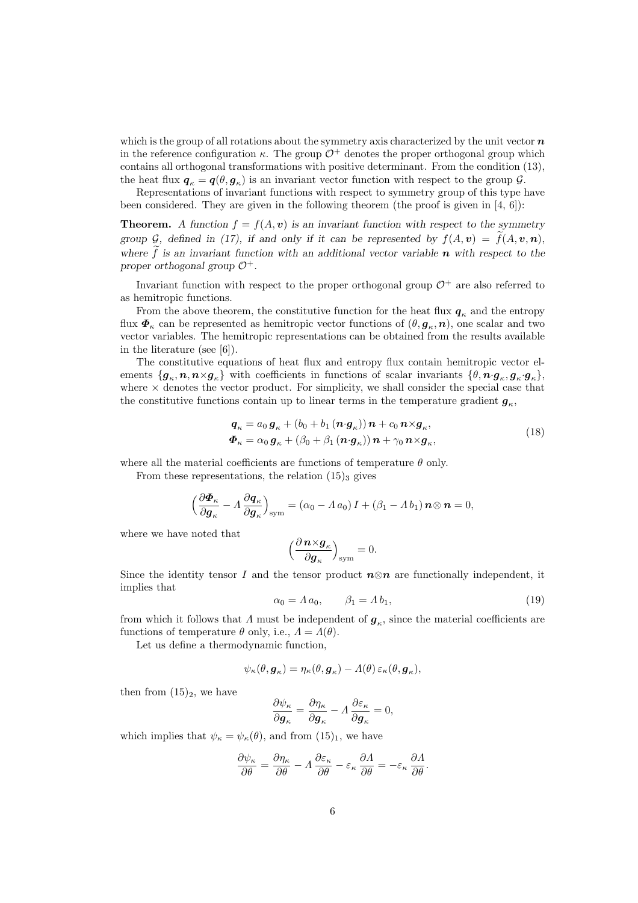which is the group of all rotations about the symmetry axis characterized by the unit vector $\boldsymbol{n}$ in the reference configuration $\kappa$. The group $\mathcal{O}^+$ denotes the proper orthogonal group which contains all orthogonal transformations with positive determinant. From the condition (13), the heat flux $\boldsymbol{q}_\kappa = \boldsymbol{q}(\theta, \boldsymbol{g}_\kappa)$ is an invariant vector function with respect to the group $\mathcal{G}$.

Representations of invariant functions with respect to symmetry group of this type have been considered. They are given in the following theorem (the proof is given in [4, 6]):

**Theorem.** *A function $f = f(A, \boldsymbol{v})$ is an invariant function with respect to the symmetry group $\mathcal{G}$, defined in (17), if and only if it can be represented by $f(A, \boldsymbol{v}) = \widetilde{f}(A, \boldsymbol{v}, \boldsymbol{n})$, where $\widetilde{f}$ is an invariant function with an additional vector variable $\boldsymbol{n}$ with respect to the proper orthogonal group $\mathcal{O}^+$.*

Invariant function with respect to the proper orthogonal group $\mathcal{O}^+$ are also referred to as hemitropic functions.

From the above theorem, the constitutive function for the heat flux $\boldsymbol{q}_\kappa$ and the entropy flux $\boldsymbol{\Phi}_\kappa$ can be represented as hemitropic vector functions of $(\theta, \boldsymbol{g}_\kappa, \boldsymbol{n})$, one scalar and two vector variables. The hemitropic representations can be obtained from the results available in the literature (see [6]).

The constitutive equations of heat flux and entropy flux contain hemitropic vector elements $\{\boldsymbol{g}_\kappa, \boldsymbol{n}, \boldsymbol{n}\times\boldsymbol{g}_\kappa\}$ with coefficients in functions of scalar invariants $\{\theta, \boldsymbol{n}\cdot\boldsymbol{g}_\kappa, \boldsymbol{g}_\kappa\cdot\boldsymbol{g}_\kappa\}$, where $\times$ denotes the vector product. For simplicity, we shall consider the special case that the constitutive functions contain up to linear terms in the temperature gradient $\boldsymbol{g}_\kappa$,

$$
\begin{aligned}
\boldsymbol{q}_\kappa &= a_0\, \boldsymbol{g}_\kappa + (b_0 + b_1\, (\boldsymbol{n}\cdot\boldsymbol{g}_\kappa))\, \boldsymbol{n} + c_0\, \boldsymbol{n}\times\boldsymbol{g}_\kappa, \\
\boldsymbol{\Phi}_\kappa &= \alpha_0\, \boldsymbol{g}_\kappa + (\beta_0 + \beta_1\, (\boldsymbol{n}\cdot\boldsymbol{g}_\kappa))\, \boldsymbol{n} + \gamma_0\, \boldsymbol{n}\times\boldsymbol{g}_\kappa,
\end{aligned}
\tag{18}
$$

where all the material coefficients are functions of temperature $\theta$ only.

From these representations, the relation $(15)_3$ gives

$$
\Big(\frac{\partial \boldsymbol{\Phi}_\kappa}{\partial \boldsymbol{g}_\kappa} - \Lambda\, \frac{\partial \boldsymbol{q}_\kappa}{\partial \boldsymbol{g}_\kappa}\Big)_{\rm sym} = (\alpha_0 - \Lambda\, a_0)\, I + (\beta_1 - \Lambda\, b_1)\, \boldsymbol{n}\otimes \boldsymbol{n} = 0,
$$

where we have noted that

$$
\Big(\frac{\partial\, \boldsymbol{n}\times\boldsymbol{g}_\kappa}{\partial \boldsymbol{g}_\kappa}\Big)_{\rm sym} = 0.
$$

Since the identity tensor $I$ and the tensor product $\boldsymbol{n}\otimes\boldsymbol{n}$ are functionally independent, it implies that

$$
\alpha_0 = \Lambda\, a_0, \qquad \beta_1 = \Lambda\, b_1,
\tag{19}
$$

from which it follows that $\Lambda$ must be independent of $\boldsymbol{g}_\kappa$, since the material coefficients are functions of temperature $\theta$ only, i.e., $\Lambda = \Lambda(\theta)$.

Let us define a thermodynamic function,

$$
\psi_\kappa(\theta, \boldsymbol{g}_\kappa) = \eta_\kappa(\theta, \boldsymbol{g}_\kappa) - \Lambda(\theta)\, \varepsilon_\kappa(\theta, \boldsymbol{g}_\kappa),
$$

then from $(15)_2$, we have

$$
\frac{\partial \psi_\kappa}{\partial \boldsymbol{g}_\kappa} = \frac{\partial \eta_\kappa}{\partial \boldsymbol{g}_\kappa} - \Lambda\, \frac{\partial \varepsilon_\kappa}{\partial \boldsymbol{g}_\kappa} = 0,
$$

which implies that $\psi_\kappa = \psi_\kappa(\theta)$, and from $(15)_1$, we have

$$
\frac{\partial \psi_\kappa}{\partial \theta} = \frac{\partial \eta_\kappa}{\partial \theta} - \Lambda\, \frac{\partial \varepsilon_\kappa}{\partial \theta} - \varepsilon_\kappa\, \frac{\partial \Lambda}{\partial \theta} = -\varepsilon_\kappa\, \frac{\partial \Lambda}{\partial \theta}.
$$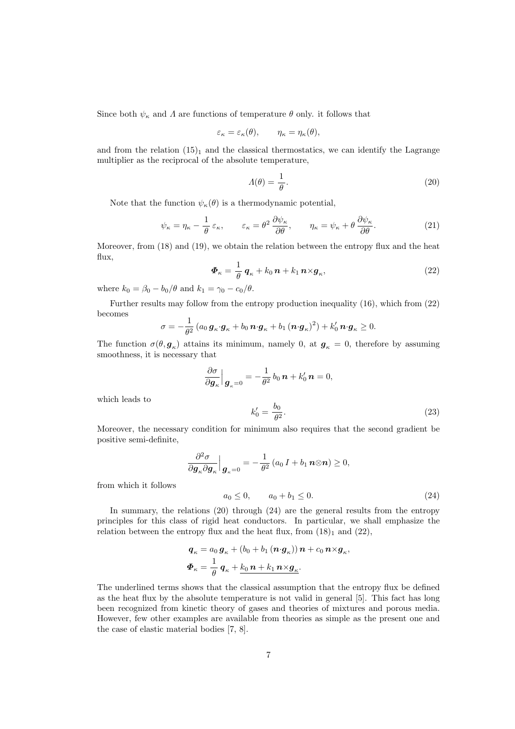Since both $\psi_\kappa$ and $\Lambda$ are functions of temperature $\theta$ only. it follows that

$$\varepsilon_\kappa = \varepsilon_\kappa(\theta), \qquad \eta_\kappa = \eta_\kappa(\theta),$$

and from the relation $(15)_1$ and the classical thermostatics, we can identify the Lagrange multiplier as the reciprocal of the absolute temperature,

$$\Lambda(\theta) = \frac{1}{\theta}. \tag{20}$$

Note that the function $\psi_\kappa(\theta)$ is a thermodynamic potential,

$$\psi_\kappa = \eta_\kappa - \frac{1}{\theta}\,\varepsilon_\kappa, \qquad \varepsilon_\kappa = \theta^2\,\frac{\partial \psi_\kappa}{\partial \theta}, \qquad \eta_\kappa = \psi_\kappa + \theta\,\frac{\partial \psi_\kappa}{\partial \theta}. \tag{21}$$

Moreover, from (18) and (19), we obtain the relation between the entropy flux and the heat flux,

$$\boldsymbol{\Phi}_\kappa = \frac{1}{\theta}\,\boldsymbol{q}_\kappa + k_0\,\boldsymbol{n} + k_1\,\boldsymbol{n}{\times}\boldsymbol{g}_\kappa, \tag{22}$$

where $k_0 = \beta_0 - b_0/\theta$ and $k_1 = \gamma_0 - c_0/\theta$.

Further results may follow from the entropy production inequality (16), which from (22) becomes

$$\sigma = -\frac{1}{\theta^2}\left(a_0\,\boldsymbol{g}_\kappa{\cdot}\boldsymbol{g}_\kappa + b_0\,\boldsymbol{n}{\cdot}\boldsymbol{g}_\kappa + b_1\,(\boldsymbol{n}{\cdot}\boldsymbol{g}_\kappa)^2\right) + k_0'\,\boldsymbol{n}{\cdot}\boldsymbol{g}_\kappa \geq 0.$$

The function $\sigma(\theta, \boldsymbol{g}_\kappa)$ attains its minimum, namely 0, at $\boldsymbol{g}_\kappa = 0$, therefore by assuming smoothness, it is necessary that

$$\frac{\partial \sigma}{\partial \boldsymbol{g}_\kappa}\Big|_{\boldsymbol{g}_\kappa = 0} = -\frac{1}{\theta^2}\,b_0\,\boldsymbol{n} + k_0'\,\boldsymbol{n} = 0,$$

which leads to

$$k_0' = \frac{b_0}{\theta^2}. \tag{23}$$

Moreover, the necessary condition for minimum also requires that the second gradient be positive semi-definite,

$$\frac{\partial^2 \sigma}{\partial \boldsymbol{g}_\kappa \partial \boldsymbol{g}_\kappa}\Big|_{\boldsymbol{g}_\kappa = 0} = -\frac{1}{\theta^2}\left(a_0\,I + b_1\,\boldsymbol{n}{\otimes}\boldsymbol{n}\right) \geq 0,$$

from which it follows

$$a_0 \leq 0, \qquad a_0 + b_1 \leq 0. \tag{24}$$

In summary, the relations (20) through (24) are the general results from the entropy principles for this class of rigid heat conductors. In particular, we shall emphasize the relation between the entropy flux and the heat flux, from $(18)_1$ and (22),

$$\boldsymbol{q}_\kappa = a_0\,\boldsymbol{g}_\kappa + (b_0 + b_1\,(\boldsymbol{n}{\cdot}\boldsymbol{g}_\kappa))\,\boldsymbol{n} + c_0\,\boldsymbol{n}{\times}\boldsymbol{g}_\kappa,$$
$$\boldsymbol{\Phi}_\kappa = \frac{1}{\theta}\,\boldsymbol{q}_\kappa + \underline{k_0\,\boldsymbol{n} + k_1\,\boldsymbol{n}{\times}\boldsymbol{g}_\kappa}.$$

The underlined terms shows that the classical assumption that the entropy flux be defined as the heat flux by the absolute temperature is not valid in general [5]. This fact has long been recognized from kinetic theory of gases and theories of mixtures and porous media. However, few other examples are available from theories as simple as the present one and the case of elastic material bodies [7, 8].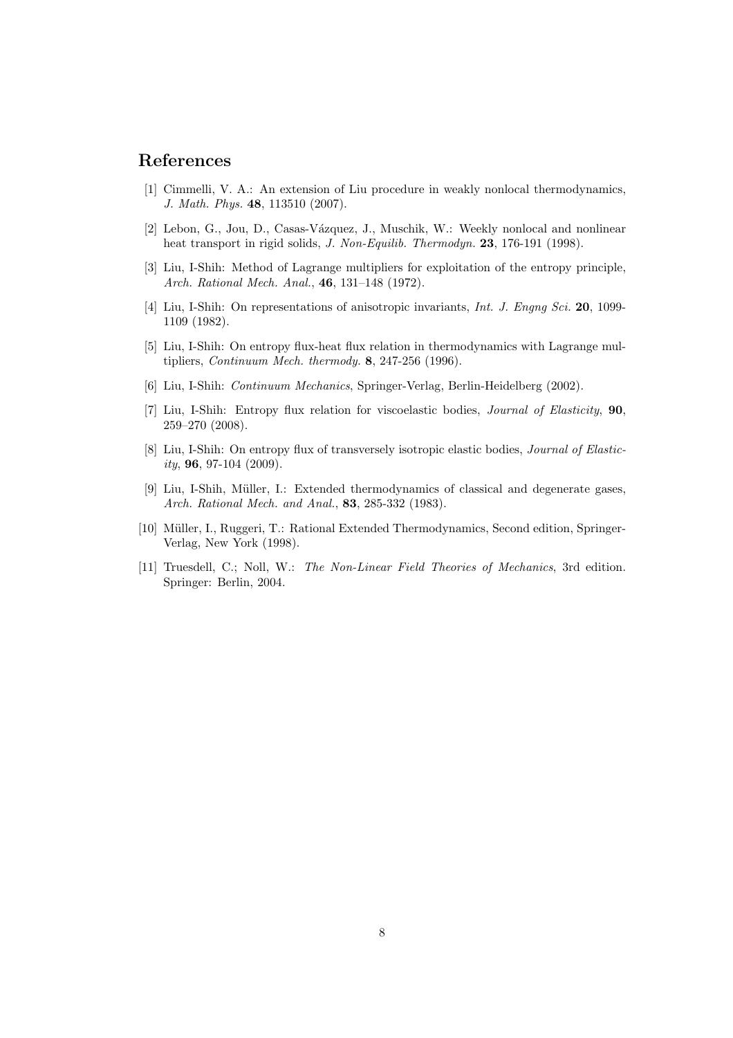## References

[1] Cimmelli, V. A.: An extension of Liu procedure in weakly nonlocal thermodynamics, *J. Math. Phys.* **48**, 113510 (2007).

[2] Lebon, G., Jou, D., Casas-Vázquez, J., Muschik, W.: Weekly nonlocal and nonlinear heat transport in rigid solids, *J. Non-Equilib. Thermodyn.* **23**, 176-191 (1998).

[3] Liu, I-Shih: Method of Lagrange multipliers for exploitation of the entropy principle, *Arch. Rational Mech. Anal.*, **46**, 131–148 (1972).

[4] Liu, I-Shih: On representations of anisotropic invariants, *Int. J. Engng Sci.* **20**, 1099-1109 (1982).

[5] Liu, I-Shih: On entropy flux-heat flux relation in thermodynamics with Lagrange multipliers, *Continuum Mech. thermody.* **8**, 247-256 (1996).

[6] Liu, I-Shih: *Continuum Mechanics*, Springer-Verlag, Berlin-Heidelberg (2002).

[7] Liu, I-Shih: Entropy flux relation for viscoelastic bodies, *Journal of Elasticity*, **90**, 259–270 (2008).

[8] Liu, I-Shih: On entropy flux of transversely isotropic elastic bodies, *Journal of Elasticity*, **96**, 97-104 (2009).

[9] Liu, I-Shih, Müller, I.: Extended thermodynamics of classical and degenerate gases, *Arch. Rational Mech. and Anal.*, **83**, 285-332 (1983).

[10] Müller, I., Ruggeri, T.: Rational Extended Thermodynamics, Second edition, Springer-Verlag, New York (1998).

[11] Truesdell, C.; Noll, W.: *The Non-Linear Field Theories of Mechanics*, 3rd edition. Springer: Berlin, 2004.